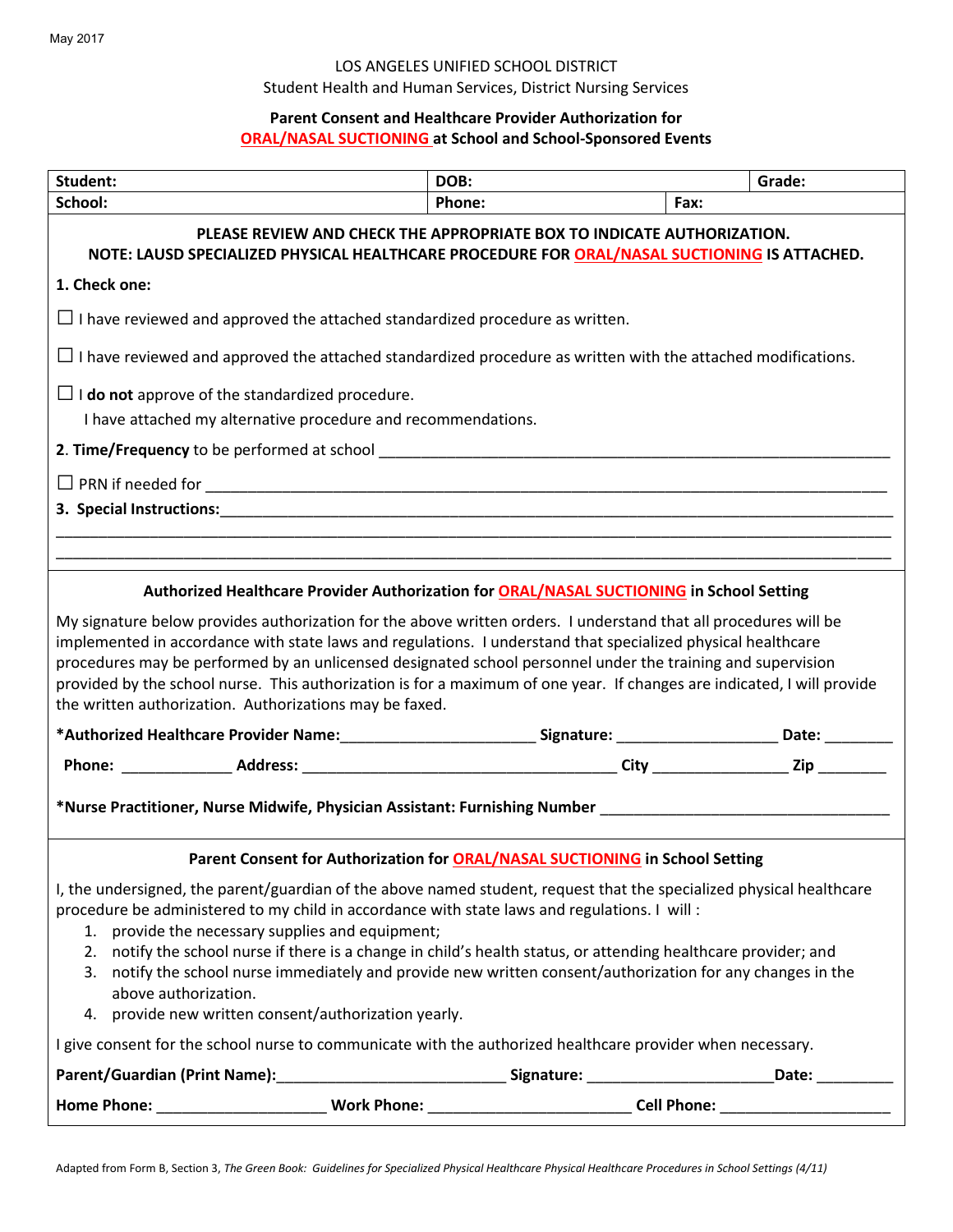May 2017

LOS ANGELES UNIFIED SCHOOL DISTRICT
Student Health and Human Services, District Nursing Services

**Parent Consent and Healthcare Provider Authorization for**
**ORAL/NASAL SUCTIONING at School and School-Sponsored Events**

| | | | |
|---|---|---|---|
| **Student:** | **DOB:** | | **Grade:** |
| **School:** | **Phone:** | **Fax:** | |

**PLEASE REVIEW AND CHECK THE APPROPRIATE BOX TO INDICATE AUTHORIZATION.**
**NOTE: LAUSD SPECIALIZED PHYSICAL HEALTHCARE PROCEDURE FOR ORAL/NASAL SUCTIONING IS ATTACHED.**

**1. Check one:**

☐ I have reviewed and approved the attached standardized procedure as written.

☐ I have reviewed and approved the attached standardized procedure as written with the attached modifications.

☐ I **do not** approve of the standardized procedure.
I have attached my alternative procedure and recommendations.

**2. Time/Frequency** to be performed at school ______________________________________________

☐ PRN if needed for ______________________________________________

**3. Special Instructions:**______________________________________________

______________________________________________

______________________________________________

**Authorized Healthcare Provider Authorization for ORAL/NASAL SUCTIONING in School Setting**

My signature below provides authorization for the above written orders. I understand that all procedures will be implemented in accordance with state laws and regulations. I understand that specialized physical healthcare procedures may be performed by an unlicensed designated school personnel under the training and supervision provided by the school nurse. This authorization is for a maximum of one year. If changes are indicated, I will provide the written authorization. Authorizations may be faxed.

**\*Authorized Healthcare Provider Name:**_______________________ **Signature:** ___________________ **Date:** ________

**Phone:** _____________ **Address:** ____________________________________ **City** _______________ **Zip** ________

**\*Nurse Practitioner, Nurse Midwife, Physician Assistant: Furnishing Number** _________________________________

**Parent Consent for Authorization for ORAL/NASAL SUCTIONING in School Setting**

I, the undersigned, the parent/guardian of the above named student, request that the specialized physical healthcare procedure be administered to my child in accordance with state laws and regulations. I will :

1. provide the necessary supplies and equipment;
2. notify the school nurse if there is a change in child's health status, or attending healthcare provider; and
3. notify the school nurse immediately and provide new written consent/authorization for any changes in the above authorization.
4. provide new written consent/authorization yearly.

I give consent for the school nurse to communicate with the authorized healthcare provider when necessary.

**Parent/Guardian (Print Name):**__________________________ **Signature:** _____________________**Date:** _________

**Home Phone:** ___________________ **Work Phone:** _______________________ **Cell Phone:** ___________________

Adapted from Form B, Section 3, *The Green Book: Guidelines for Specialized Physical Healthcare Physical Healthcare Procedures in School Settings (4/11)*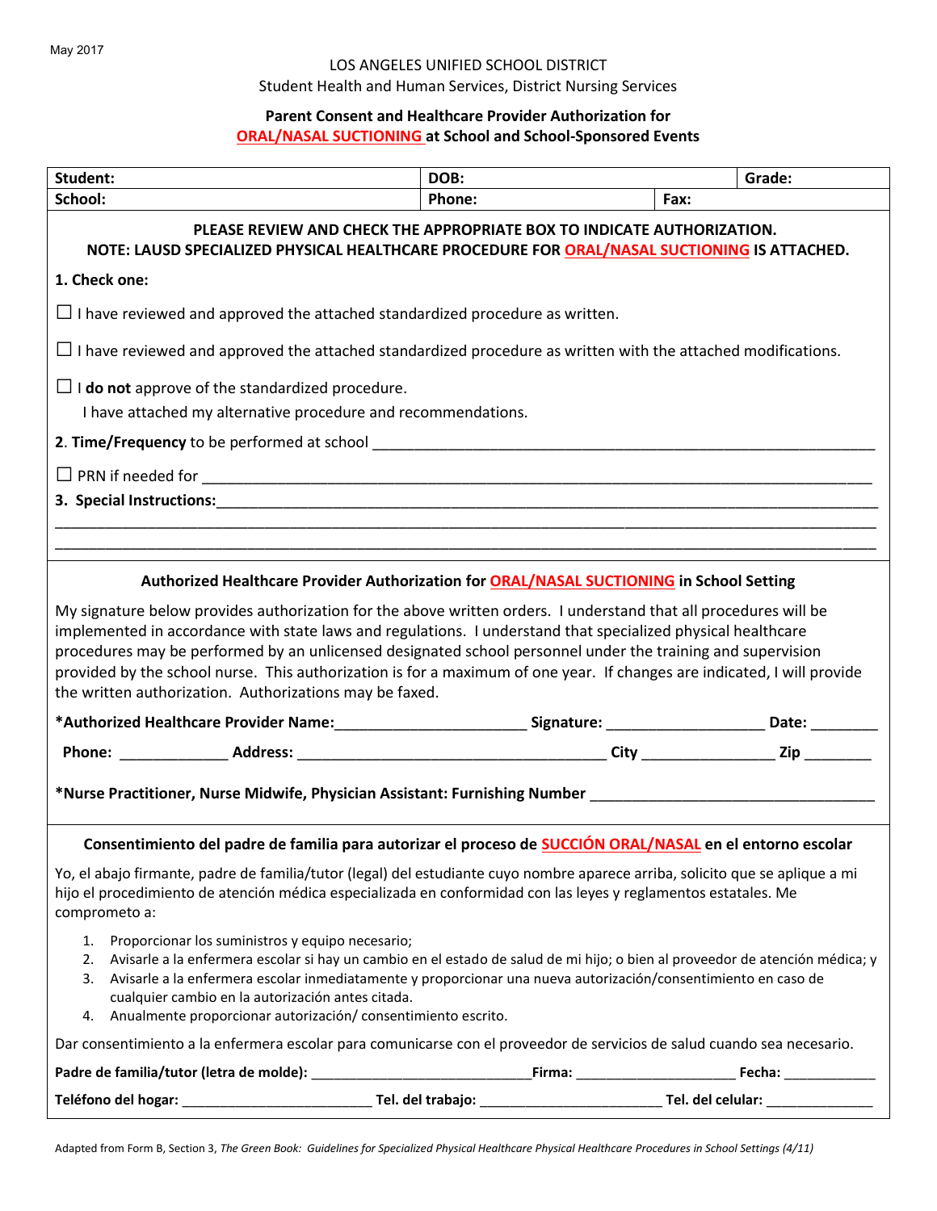May 2017

LOS ANGELES UNIFIED SCHOOL DISTRICT
Student Health and Human Services, District Nursing Services

**Parent Consent and Healthcare Provider Authorization for ORAL/NASAL SUCTIONING at School and School-Sponsored Events**

| | | | |
|---|---|---|---|
| **Student:** | **DOB:** | | **Grade:** |
| **School:** | **Phone:** | **Fax:** | |

**PLEASE REVIEW AND CHECK THE APPROPRIATE BOX TO INDICATE AUTHORIZATION.**
**NOTE: LAUSD SPECIALIZED PHYSICAL HEALTHCARE PROCEDURE FOR ORAL/NASAL SUCTIONING IS ATTACHED.**

**1. Check one:**

☐ I have reviewed and approved the attached standardized procedure as written.

☐ I have reviewed and approved the attached standardized procedure as written with the attached modifications.

☐ I **do not** approve of the standardized procedure.
I have attached my alternative procedure and recommendations.

2. **Time/Frequency** to be performed at school ______________________________

☐ PRN if needed for ______________________________

**3. Special Instructions:**______________________________

______________________________

______________________________

**Authorized Healthcare Provider Authorization for ORAL/NASAL SUCTIONING in School Setting**

My signature below provides authorization for the above written orders. I understand that all procedures will be implemented in accordance with state laws and regulations. I understand that specialized physical healthcare procedures may be performed by an unlicensed designated school personnel under the training and supervision provided by the school nurse. This authorization is for a maximum of one year. If changes are indicated, I will provide the written authorization. Authorizations may be faxed.

**\*Authorized Healthcare Provider Name:**_______________ **Signature:** _______________ **Date:** ________

**Phone:** _____________ **Address:** ______________________________ **City** _______________ **Zip** ________

**\*Nurse Practitioner, Nurse Midwife, Physician Assistant: Furnishing Number** ______________________________

**Consentimiento del padre de familia para autorizar el proceso de SUCCIÓN ORAL/NASAL en el entorno escolar**

Yo, el abajo firmante, padre de familia/tutor (legal) del estudiante cuyo nombre aparece arriba, solicito que se aplique a mi hijo el procedimiento de atención médica especializada en conformidad con las leyes y reglamentos estatales. Me comprometo a:

1. Proporcionar los suministros y equipo necesario;
2. Avisarle a la enfermera escolar si hay un cambio en el estado de salud de mi hijo; o bien al proveedor de atención médica; y
3. Avisarle a la enfermera escolar inmediatamente y proporcionar una nueva autorización/consentimiento en caso de cualquier cambio en la autorización antes citada.
4. Anualmente proporcionar autorización/ consentimiento escrito.

Dar consentimiento a la enfermera escolar para comunicarse con el proveedor de servicios de salud cuando sea necesario.

**Padre de familia/tutor (letra de molde):** ______________________________**Firma:** _______________ **Fecha:** ____________

**Teléfono del hogar:** _______________ **Tel. del trabajo:** _______________ **Tel. del celular:** ______________

Adapted from Form B, Section 3, *The Green Book: Guidelines for Specialized Physical Healthcare Physical Healthcare Procedures in School Settings (4/11)*